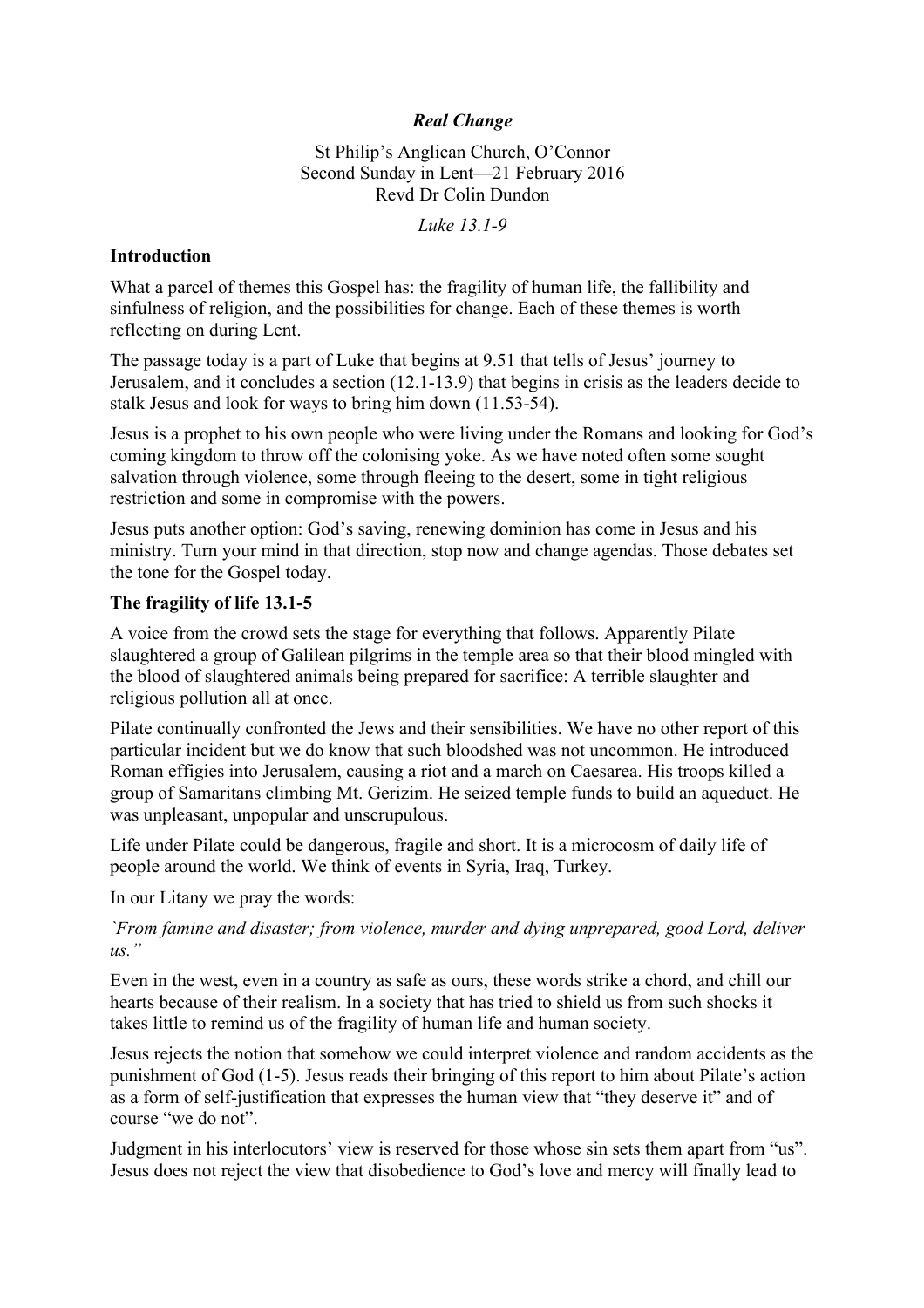***Real Change***

St Philip's Anglican Church, O'Connor
Second Sunday in Lent—21 February 2016
Revd Dr Colin Dundon

*Luke 13.1-9*

**Introduction**

What a parcel of themes this Gospel has: the fragility of human life, the fallibility and sinfulness of religion, and the possibilities for change. Each of these themes is worth reflecting on during Lent.

The passage today is a part of Luke that begins at 9.51 that tells of Jesus' journey to Jerusalem, and it concludes a section (12.1-13.9) that begins in crisis as the leaders decide to stalk Jesus and look for ways to bring him down (11.53-54).

Jesus is a prophet to his own people who were living under the Romans and looking for God's coming kingdom to throw off the colonising yoke. As we have noted often some sought salvation through violence, some through fleeing to the desert, some in tight religious restriction and some in compromise with the powers.

Jesus puts another option: God's saving, renewing dominion has come in Jesus and his ministry. Turn your mind in that direction, stop now and change agendas. Those debates set the tone for the Gospel today.

**The fragility of life 13.1-5**

A voice from the crowd sets the stage for everything that follows. Apparently Pilate slaughtered a group of Galilean pilgrims in the temple area so that their blood mingled with the blood of slaughtered animals being prepared for sacrifice: A terrible slaughter and religious pollution all at once.

Pilate continually confronted the Jews and their sensibilities. We have no other report of this particular incident but we do know that such bloodshed was not uncommon. He introduced Roman effigies into Jerusalem, causing a riot and a march on Caesarea. His troops killed a group of Samaritans climbing Mt. Gerizim. He seized temple funds to build an aqueduct. He was unpleasant, unpopular and unscrupulous.

Life under Pilate could be dangerous, fragile and short. It is a microcosm of daily life of people around the world. We think of events in Syria, Iraq, Turkey.

In our Litany we pray the words:

*`From famine and disaster; from violence, murder and dying unprepared, good Lord, deliver us."*

Even in the west, even in a country as safe as ours, these words strike a chord, and chill our hearts because of their realism. In a society that has tried to shield us from such shocks it takes little to remind us of the fragility of human life and human society.

Jesus rejects the notion that somehow we could interpret violence and random accidents as the punishment of God (1-5). Jesus reads their bringing of this report to him about Pilate's action as a form of self-justification that expresses the human view that "they deserve it" and of course "we do not".

Judgment in his interlocutors' view is reserved for those whose sin sets them apart from "us". Jesus does not reject the view that disobedience to God's love and mercy will finally lead to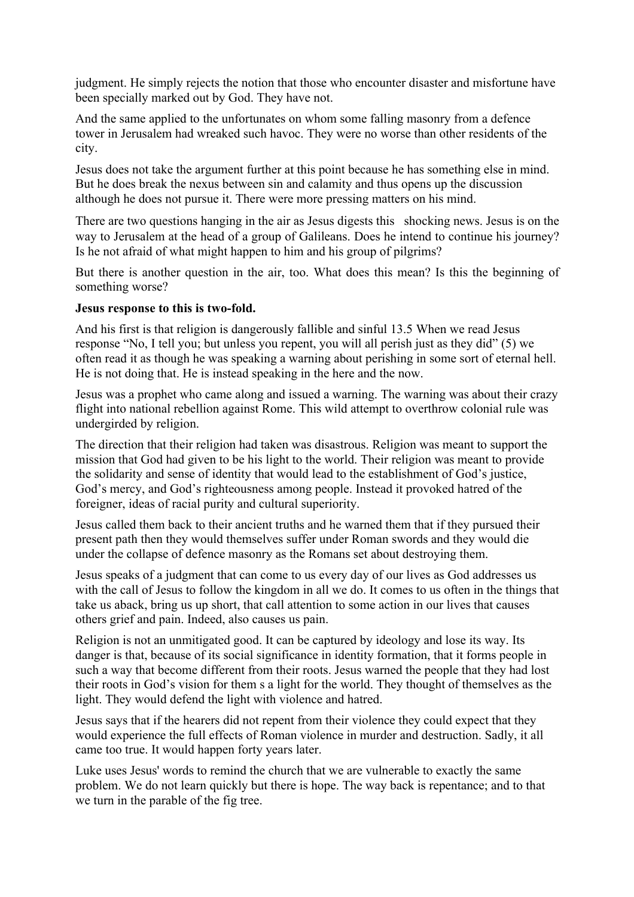judgment. He simply rejects the notion that those who encounter disaster and misfortune have been specially marked out by God. They have not.

And the same applied to the unfortunates on whom some falling masonry from a defence tower in Jerusalem had wreaked such havoc. They were no worse than other residents of the city.

Jesus does not take the argument further at this point because he has something else in mind. But he does break the nexus between sin and calamity and thus opens up the discussion although he does not pursue it. There were more pressing matters on his mind.

There are two questions hanging in the air as Jesus digests this shocking news. Jesus is on the way to Jerusalem at the head of a group of Galileans. Does he intend to continue his journey? Is he not afraid of what might happen to him and his group of pilgrims?

But there is another question in the air, too. What does this mean? Is this the beginning of something worse?

**Jesus response to this is two-fold.**

And his first is that religion is dangerously fallible and sinful 13.5 When we read Jesus response "No, I tell you; but unless you repent, you will all perish just as they did" (5) we often read it as though he was speaking a warning about perishing in some sort of eternal hell. He is not doing that. He is instead speaking in the here and the now.

Jesus was a prophet who came along and issued a warning. The warning was about their crazy flight into national rebellion against Rome. This wild attempt to overthrow colonial rule was undergirded by religion.

The direction that their religion had taken was disastrous. Religion was meant to support the mission that God had given to be his light to the world. Their religion was meant to provide the solidarity and sense of identity that would lead to the establishment of God's justice, God's mercy, and God's righteousness among people. Instead it provoked hatred of the foreigner, ideas of racial purity and cultural superiority.

Jesus called them back to their ancient truths and he warned them that if they pursued their present path then they would themselves suffer under Roman swords and they would die under the collapse of defence masonry as the Romans set about destroying them.

Jesus speaks of a judgment that can come to us every day of our lives as God addresses us with the call of Jesus to follow the kingdom in all we do. It comes to us often in the things that take us aback, bring us up short, that call attention to some action in our lives that causes others grief and pain. Indeed, also causes us pain.

Religion is not an unmitigated good. It can be captured by ideology and lose its way. Its danger is that, because of its social significance in identity formation, that it forms people in such a way that become different from their roots. Jesus warned the people that they had lost their roots in God's vision for them s a light for the world. They thought of themselves as the light. They would defend the light with violence and hatred.

Jesus says that if the hearers did not repent from their violence they could expect that they would experience the full effects of Roman violence in murder and destruction. Sadly, it all came too true. It would happen forty years later.

Luke uses Jesus' words to remind the church that we are vulnerable to exactly the same problem. We do not learn quickly but there is hope. The way back is repentance; and to that we turn in the parable of the fig tree.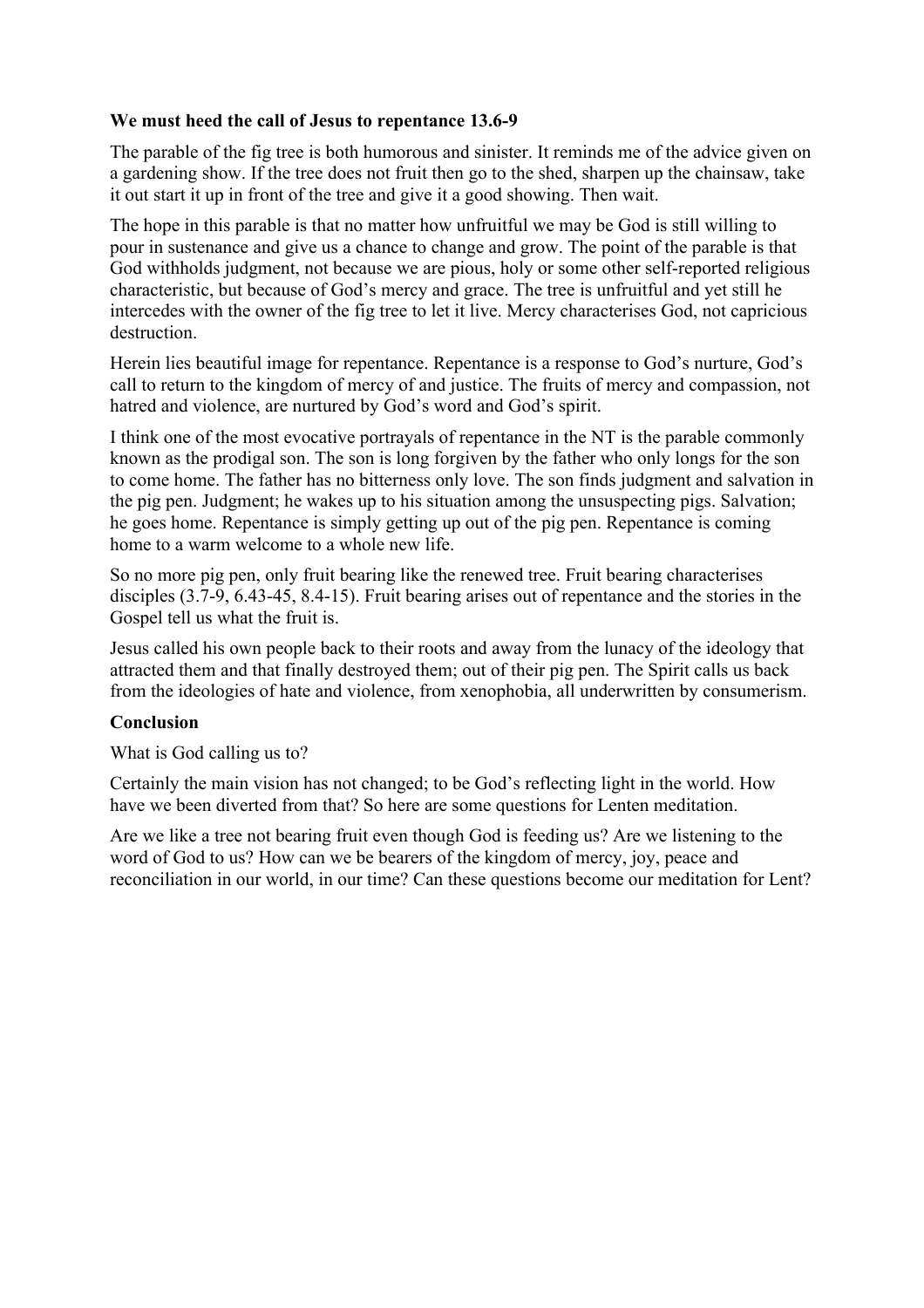**We must heed the call of Jesus to repentance 13.6-9**

The parable of the fig tree is both humorous and sinister. It reminds me of the advice given on a gardening show. If the tree does not fruit then go to the shed, sharpen up the chainsaw, take it out start it up in front of the tree and give it a good showing. Then wait.

The hope in this parable is that no matter how unfruitful we may be God is still willing to pour in sustenance and give us a chance to change and grow. The point of the parable is that God withholds judgment, not because we are pious, holy or some other self-reported religious characteristic, but because of God's mercy and grace. The tree is unfruitful and yet still he intercedes with the owner of the fig tree to let it live. Mercy characterises God, not capricious destruction.

Herein lies beautiful image for repentance. Repentance is a response to God's nurture, God's call to return to the kingdom of mercy of and justice. The fruits of mercy and compassion, not hatred and violence, are nurtured by God's word and God's spirit.

I think one of the most evocative portrayals of repentance in the NT is the parable commonly known as the prodigal son. The son is long forgiven by the father who only longs for the son to come home. The father has no bitterness only love. The son finds judgment and salvation in the pig pen. Judgment; he wakes up to his situation among the unsuspecting pigs. Salvation; he goes home. Repentance is simply getting up out of the pig pen. Repentance is coming home to a warm welcome to a whole new life.

So no more pig pen, only fruit bearing like the renewed tree. Fruit bearing characterises disciples (3.7-9, 6.43-45, 8.4-15). Fruit bearing arises out of repentance and the stories in the Gospel tell us what the fruit is.

Jesus called his own people back to their roots and away from the lunacy of the ideology that attracted them and that finally destroyed them; out of their pig pen. The Spirit calls us back from the ideologies of hate and violence, from xenophobia, all underwritten by consumerism.

**Conclusion**

What is God calling us to?

Certainly the main vision has not changed; to be God's reflecting light in the world. How have we been diverted from that? So here are some questions for Lenten meditation.

Are we like a tree not bearing fruit even though God is feeding us? Are we listening to the word of God to us? How can we be bearers of the kingdom of mercy, joy, peace and reconciliation in our world, in our time? Can these questions become our meditation for Lent?